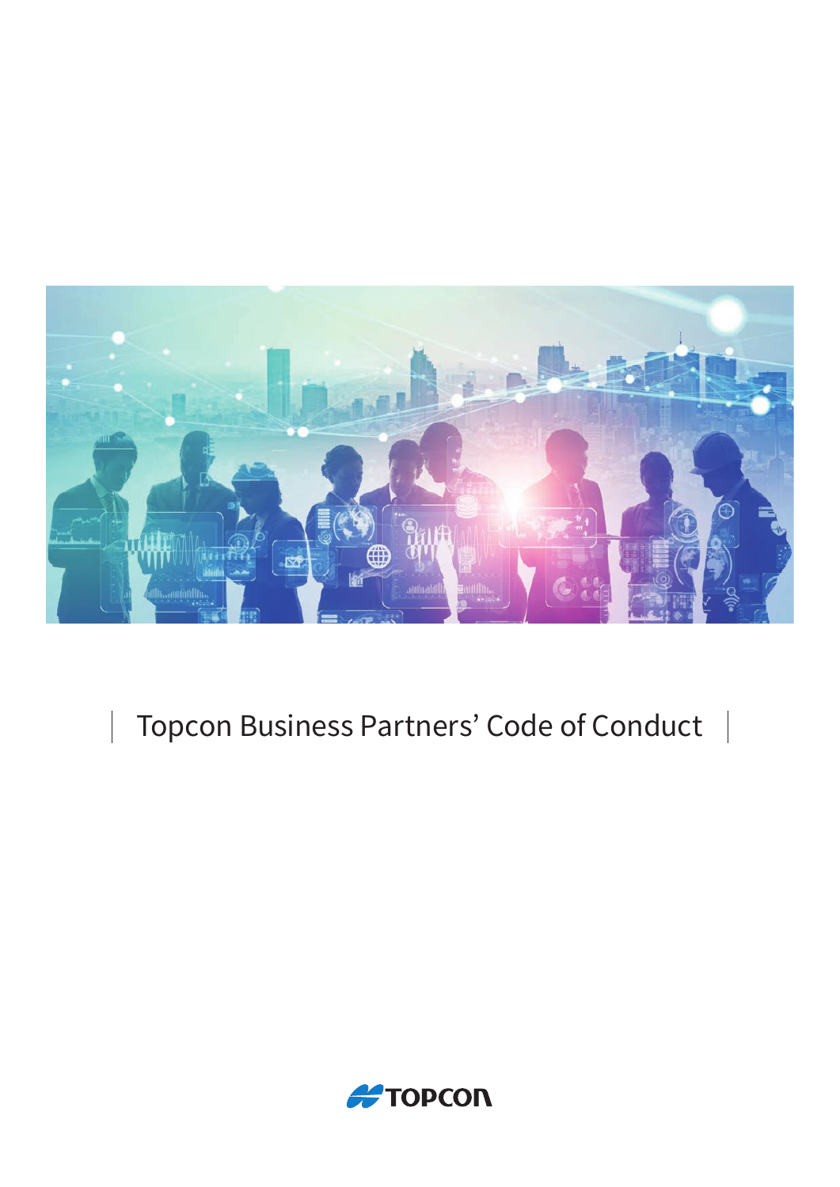# Topcon Business Partners' Code of Conduct

TOPCON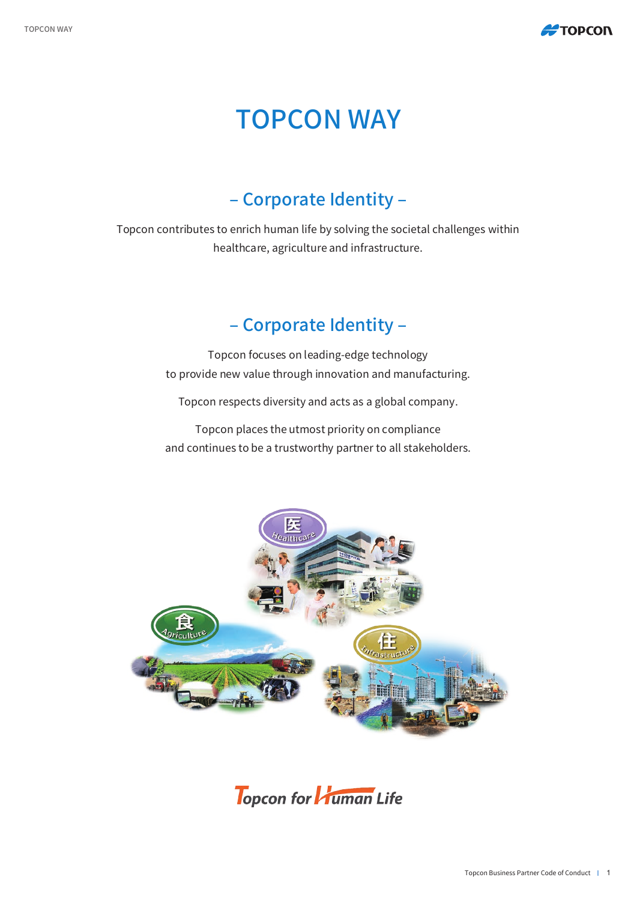# TOPCON WAY

## – Corporate Identity –

Topcon contributes to enrich human life by solving the societal challenges within healthcare, agriculture and infrastructure.

## – Corporate Identity –

Topcon focuses on leading-edge technology
to provide new value through innovation and manufacturing.

Topcon respects diversity and acts as a global company.

Topcon places the utmost priority on compliance
and continues to be a trustworthy partner to all stakeholders.

Topcon for Human Life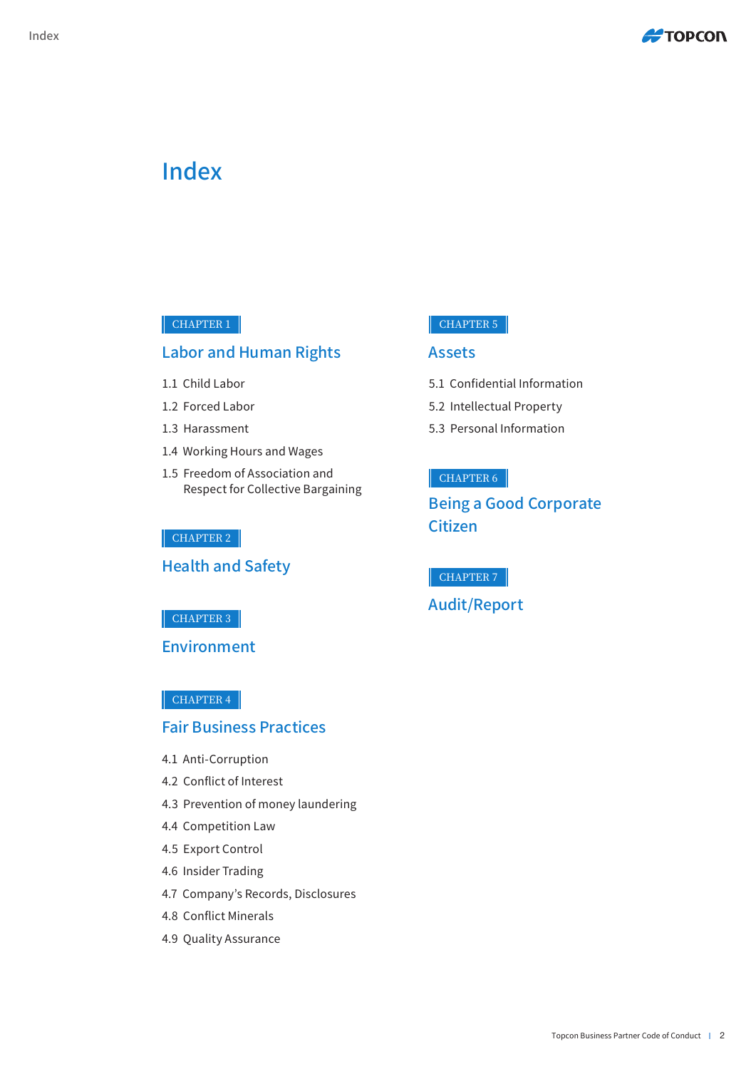# Index

CHAPTER 1

## Labor and Human Rights

1.1 Child Labor

1.2 Forced Labor

1.3 Harassment

1.4 Working Hours and Wages

1.5 Freedom of Association and Respect for Collective Bargaining

CHAPTER 2

## Health and Safety

CHAPTER 3

## Environment

CHAPTER 4

## Fair Business Practices

4.1 Anti-Corruption

4.2 Conflict of Interest

4.3 Prevention of money laundering

4.4 Competition Law

4.5 Export Control

4.6 Insider Trading

4.7 Company's Records, Disclosures

4.8 Conflict Minerals

4.9 Quality Assurance

CHAPTER 5

## Assets

5.1 Confidential Information

5.2 Intellectual Property

5.3 Personal Information

CHAPTER 6

## Being a Good Corporate Citizen

CHAPTER 7

## Audit/Report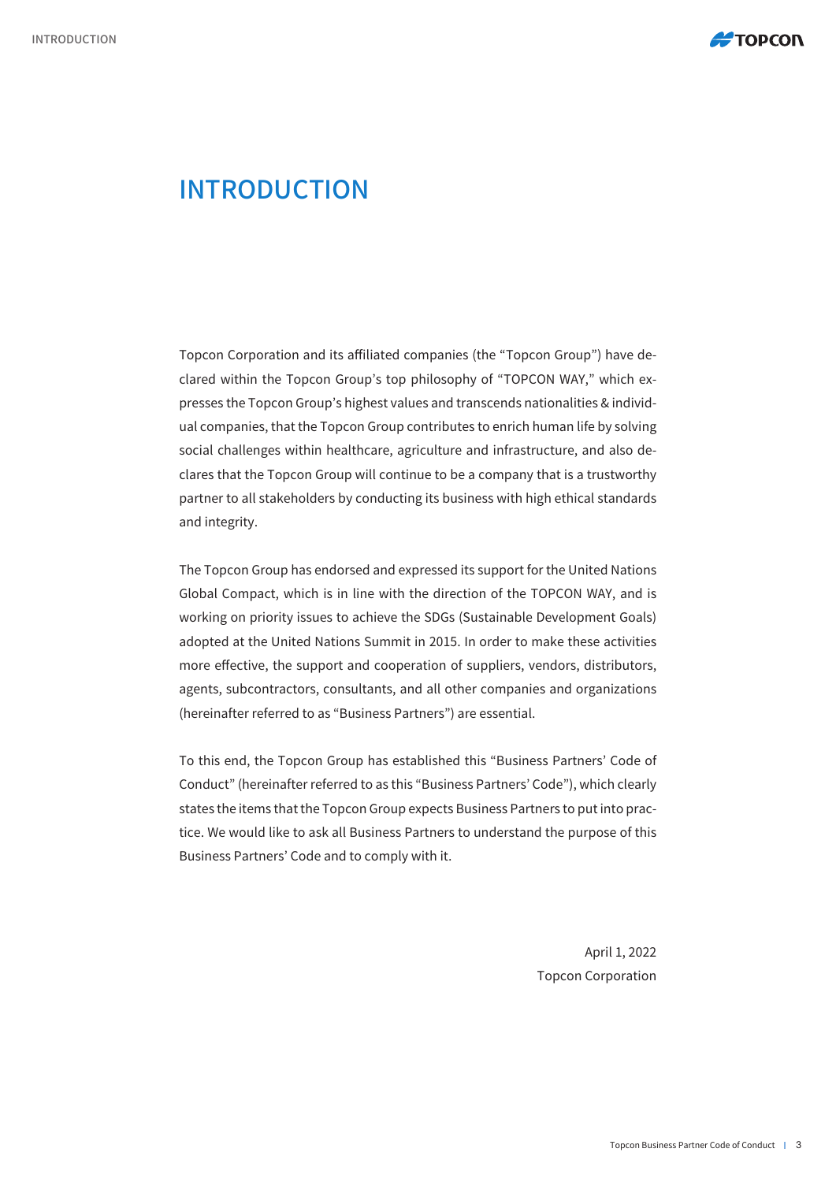# INTRODUCTION

Topcon Corporation and its affiliated companies (the "Topcon Group") have declared within the Topcon Group's top philosophy of "TOPCON WAY," which expresses the Topcon Group's highest values and transcends nationalities & individual companies, that the Topcon Group contributes to enrich human life by solving social challenges within healthcare, agriculture and infrastructure, and also declares that the Topcon Group will continue to be a company that is a trustworthy partner to all stakeholders by conducting its business with high ethical standards and integrity.

The Topcon Group has endorsed and expressed its support for the United Nations Global Compact, which is in line with the direction of the TOPCON WAY, and is working on priority issues to achieve the SDGs (Sustainable Development Goals) adopted at the United Nations Summit in 2015. In order to make these activities more effective, the support and cooperation of suppliers, vendors, distributors, agents, subcontractors, consultants, and all other companies and organizations (hereinafter referred to as "Business Partners") are essential.

To this end, the Topcon Group has established this "Business Partners' Code of Conduct" (hereinafter referred to as this "Business Partners' Code"), which clearly states the items that the Topcon Group expects Business Partners to put into practice. We would like to ask all Business Partners to understand the purpose of this Business Partners' Code and to comply with it.

April 1, 2022
Topcon Corporation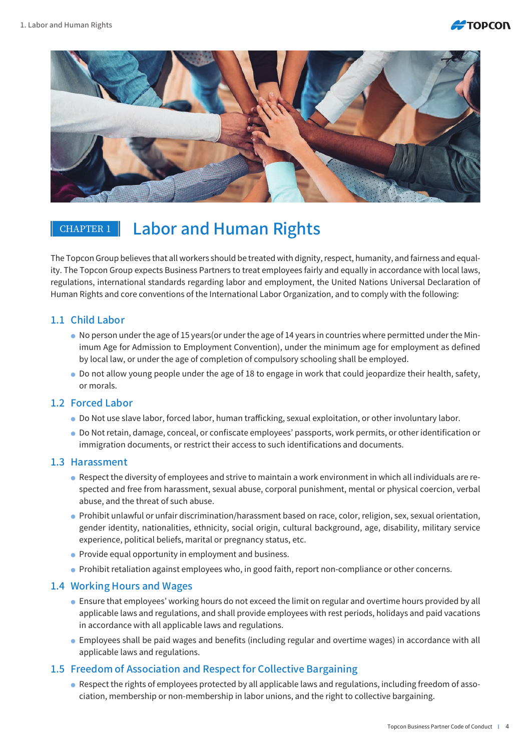# CHAPTER 1 Labor and Human Rights

The Topcon Group believes that all workers should be treated with dignity, respect, humanity, and fairness and equality. The Topcon Group expects Business Partners to treat employees fairly and equally in accordance with local laws, regulations, international standards regarding labor and employment, the United Nations Universal Declaration of Human Rights and core conventions of the International Labor Organization, and to comply with the following:

## 1.1 Child Labor

- No person under the age of 15 years(or under the age of 14 years in countries where permitted under the Minimum Age for Admission to Employment Convention), under the minimum age for employment as defined by local law, or under the age of completion of compulsory schooling shall be employed.
- Do not allow young people under the age of 18 to engage in work that could jeopardize their health, safety, or morals.

## 1.2 Forced Labor

- Do Not use slave labor, forced labor, human trafficking, sexual exploitation, or other involuntary labor.
- Do Not retain, damage, conceal, or confiscate employees' passports, work permits, or other identification or immigration documents, or restrict their access to such identifications and documents.

## 1.3 Harassment

- Respect the diversity of employees and strive to maintain a work environment in which all individuals are respected and free from harassment, sexual abuse, corporal punishment, mental or physical coercion, verbal abuse, and the threat of such abuse.
- Prohibit unlawful or unfair discrimination/harassment based on race, color, religion, sex, sexual orientation, gender identity, nationalities, ethnicity, social origin, cultural background, age, disability, military service experience, political beliefs, marital or pregnancy status, etc.
- Provide equal opportunity in employment and business.
- Prohibit retaliation against employees who, in good faith, report non-compliance or other concerns.

## 1.4 Working Hours and Wages

- Ensure that employees' working hours do not exceed the limit on regular and overtime hours provided by all applicable laws and regulations, and shall provide employees with rest periods, holidays and paid vacations in accordance with all applicable laws and regulations.
- Employees shall be paid wages and benefits (including regular and overtime wages) in accordance with all applicable laws and regulations.

## 1.5 Freedom of Association and Respect for Collective Bargaining

- Respect the rights of employees protected by all applicable laws and regulations, including freedom of association, membership or non-membership in labor unions, and the right to collective bargaining.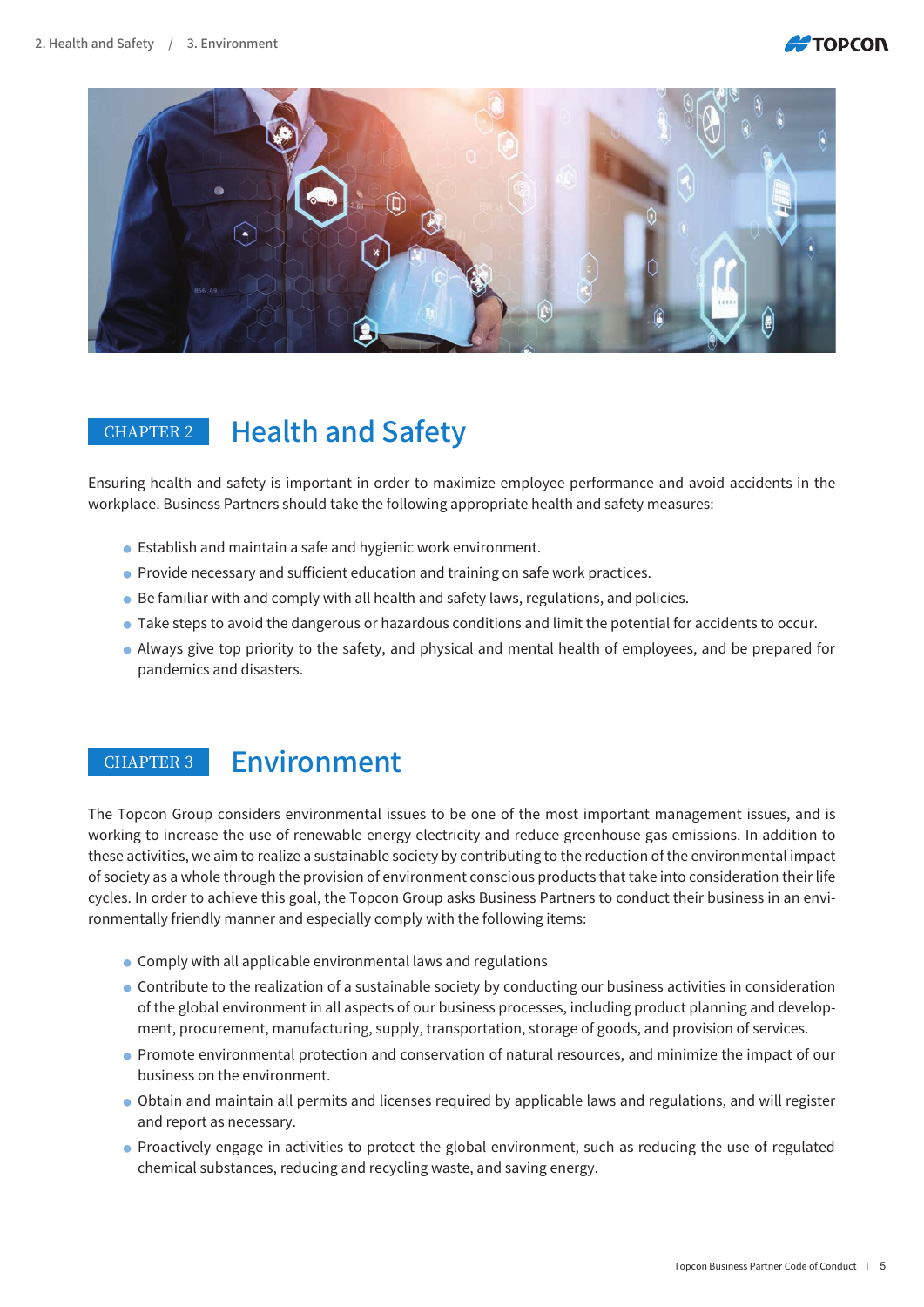## CHAPTER 2 Health and Safety

Ensuring health and safety is important in order to maximize employee performance and avoid accidents in the workplace. Business Partners should take the following appropriate health and safety measures:

- Establish and maintain a safe and hygienic work environment.
- Provide necessary and sufficient education and training on safe work practices.
- Be familiar with and comply with all health and safety laws, regulations, and policies.
- Take steps to avoid the dangerous or hazardous conditions and limit the potential for accidents to occur.
- Always give top priority to the safety, and physical and mental health of employees, and be prepared for pandemics and disasters.

## CHAPTER 3 Environment

The Topcon Group considers environmental issues to be one of the most important management issues, and is working to increase the use of renewable energy electricity and reduce greenhouse gas emissions. In addition to these activities, we aim to realize a sustainable society by contributing to the reduction of the environmental impact of society as a whole through the provision of environment conscious products that take into consideration their life cycles. In order to achieve this goal, the Topcon Group asks Business Partners to conduct their business in an environmentally friendly manner and especially comply with the following items:

- Comply with all applicable environmental laws and regulations
- Contribute to the realization of a sustainable society by conducting our business activities in consideration of the global environment in all aspects of our business processes, including product planning and development, procurement, manufacturing, supply, transportation, storage of goods, and provision of services.
- Promote environmental protection and conservation of natural resources, and minimize the impact of our business on the environment.
- Obtain and maintain all permits and licenses required by applicable laws and regulations, and will register and report as necessary.
- Proactively engage in activities to protect the global environment, such as reducing the use of regulated chemical substances, reducing and recycling waste, and saving energy.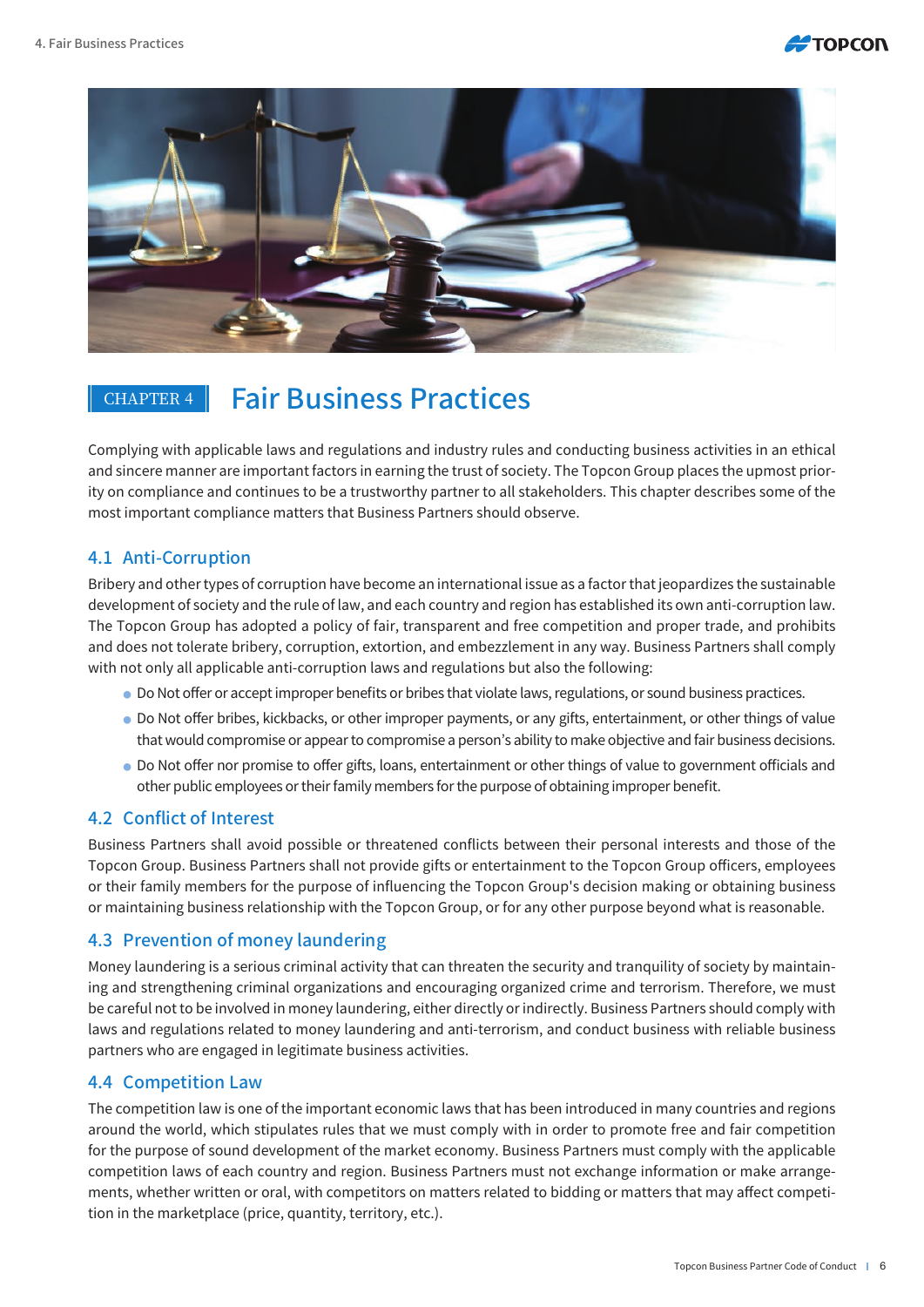CHAPTER 4

# Fair Business Practices

Complying with applicable laws and regulations and industry rules and conducting business activities in an ethical and sincere manner are important factors in earning the trust of society. The Topcon Group places the upmost priority on compliance and continues to be a trustworthy partner to all stakeholders. This chapter describes some of the most important compliance matters that Business Partners should observe.

## 4.1 Anti-Corruption

Bribery and other types of corruption have become an international issue as a factor that jeopardizes the sustainable development of society and the rule of law, and each country and region has established its own anti-corruption law. The Topcon Group has adopted a policy of fair, transparent and free competition and proper trade, and prohibits and does not tolerate bribery, corruption, extortion, and embezzlement in any way. Business Partners shall comply with not only all applicable anti-corruption laws and regulations but also the following:

- Do Not offer or accept improper benefits or bribes that violate laws, regulations, or sound business practices.
- Do Not offer bribes, kickbacks, or other improper payments, or any gifts, entertainment, or other things of value that would compromise or appear to compromise a person's ability to make objective and fair business decisions.
- Do Not offer nor promise to offer gifts, loans, entertainment or other things of value to government officials and other public employees or their family members for the purpose of obtaining improper benefit.

## 4.2 Conflict of Interest

Business Partners shall avoid possible or threatened conflicts between their personal interests and those of the Topcon Group. Business Partners shall not provide gifts or entertainment to the Topcon Group officers, employees or their family members for the purpose of influencing the Topcon Group's decision making or obtaining business or maintaining business relationship with the Topcon Group, or for any other purpose beyond what is reasonable.

## 4.3 Prevention of money laundering

Money laundering is a serious criminal activity that can threaten the security and tranquility of society by maintaining and strengthening criminal organizations and encouraging organized crime and terrorism. Therefore, we must be careful not to be involved in money laundering, either directly or indirectly. Business Partners should comply with laws and regulations related to money laundering and anti-terrorism, and conduct business with reliable business partners who are engaged in legitimate business activities.

## 4.4 Competition Law

The competition law is one of the important economic laws that has been introduced in many countries and regions around the world, which stipulates rules that we must comply with in order to promote free and fair competition for the purpose of sound development of the market economy. Business Partners must comply with the applicable competition laws of each country and region. Business Partners must not exchange information or make arrangements, whether written or oral, with competitors on matters related to bidding or matters that may affect competition in the marketplace (price, quantity, territory, etc.).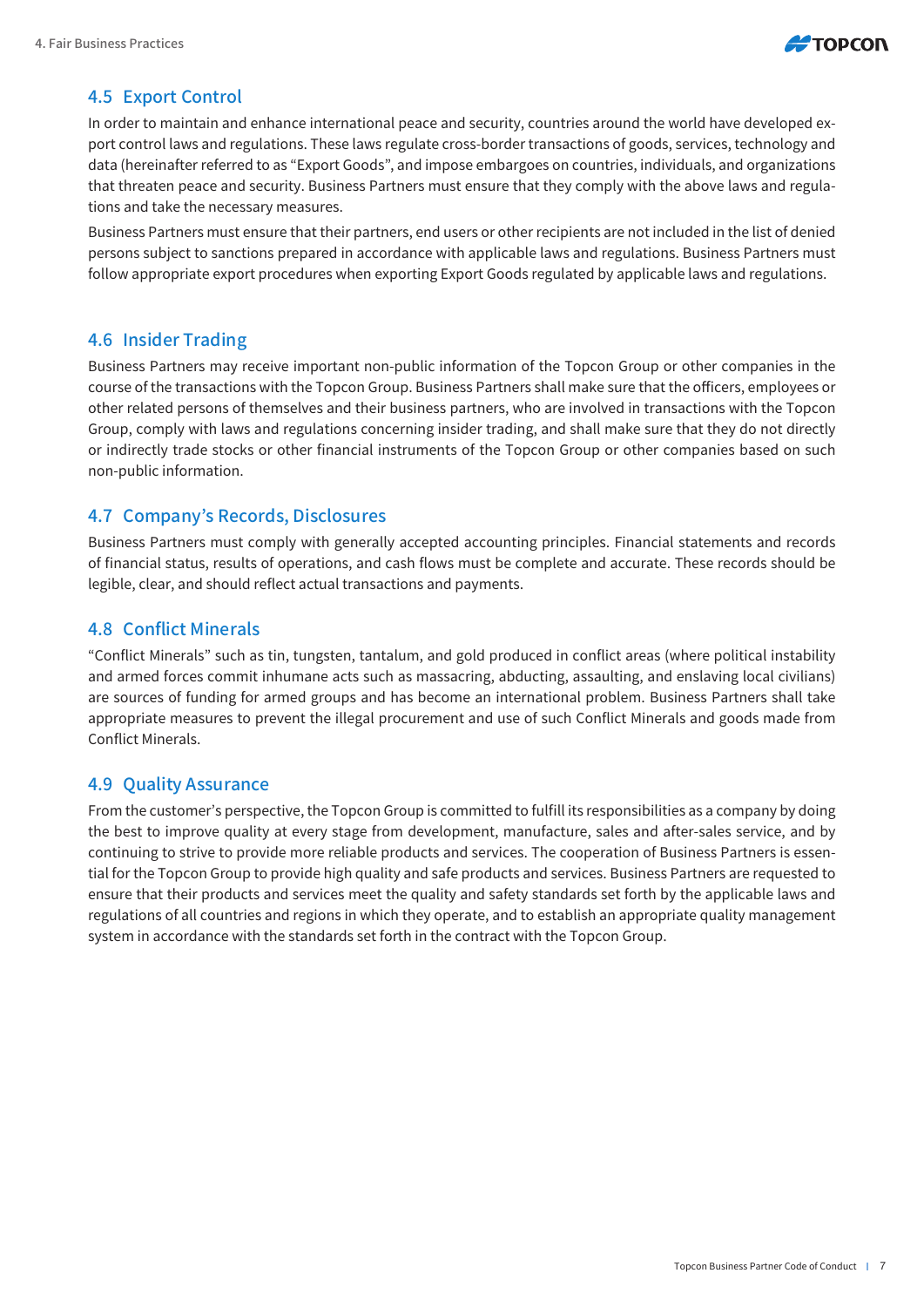## 4.5 Export Control

In order to maintain and enhance international peace and security, countries around the world have developed export control laws and regulations. These laws regulate cross-border transactions of goods, services, technology and data (hereinafter referred to as "Export Goods", and impose embargoes on countries, individuals, and organizations that threaten peace and security. Business Partners must ensure that they comply with the above laws and regulations and take the necessary measures.

Business Partners must ensure that their partners, end users or other recipients are not included in the list of denied persons subject to sanctions prepared in accordance with applicable laws and regulations. Business Partners must follow appropriate export procedures when exporting Export Goods regulated by applicable laws and regulations.

## 4.6 Insider Trading

Business Partners may receive important non-public information of the Topcon Group or other companies in the course of the transactions with the Topcon Group. Business Partners shall make sure that the officers, employees or other related persons of themselves and their business partners, who are involved in transactions with the Topcon Group, comply with laws and regulations concerning insider trading, and shall make sure that they do not directly or indirectly trade stocks or other financial instruments of the Topcon Group or other companies based on such non-public information.

## 4.7 Company's Records, Disclosures

Business Partners must comply with generally accepted accounting principles. Financial statements and records of financial status, results of operations, and cash flows must be complete and accurate. These records should be legible, clear, and should reflect actual transactions and payments.

## 4.8 Conflict Minerals

"Conflict Minerals" such as tin, tungsten, tantalum, and gold produced in conflict areas (where political instability and armed forces commit inhumane acts such as massacring, abducting, assaulting, and enslaving local civilians) are sources of funding for armed groups and has become an international problem. Business Partners shall take appropriate measures to prevent the illegal procurement and use of such Conflict Minerals and goods made from Conflict Minerals.

## 4.9 Quality Assurance

From the customer's perspective, the Topcon Group is committed to fulfill its responsibilities as a company by doing the best to improve quality at every stage from development, manufacture, sales and after-sales service, and by continuing to strive to provide more reliable products and services. The cooperation of Business Partners is essential for the Topcon Group to provide high quality and safe products and services. Business Partners are requested to ensure that their products and services meet the quality and safety standards set forth by the applicable laws and regulations of all countries and regions in which they operate, and to establish an appropriate quality management system in accordance with the standards set forth in the contract with the Topcon Group.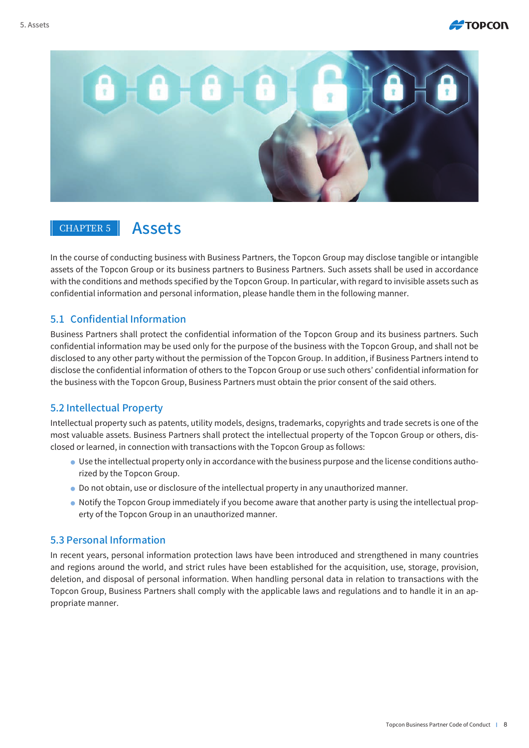# CHAPTER 5 Assets

In the course of conducting business with Business Partners, the Topcon Group may disclose tangible or intangible assets of the Topcon Group or its business partners to Business Partners. Such assets shall be used in accordance with the conditions and methods specified by the Topcon Group. In particular, with regard to invisible assets such as confidential information and personal information, please handle them in the following manner.

## 5.1 Confidential Information

Business Partners shall protect the confidential information of the Topcon Group and its business partners. Such confidential information may be used only for the purpose of the business with the Topcon Group, and shall not be disclosed to any other party without the permission of the Topcon Group. In addition, if Business Partners intend to disclose the confidential information of others to the Topcon Group or use such others' confidential information for the business with the Topcon Group, Business Partners must obtain the prior consent of the said others.

## 5.2 Intellectual Property

Intellectual property such as patents, utility models, designs, trademarks, copyrights and trade secrets is one of the most valuable assets. Business Partners shall protect the intellectual property of the Topcon Group or others, disclosed or learned, in connection with transactions with the Topcon Group as follows:

- Use the intellectual property only in accordance with the business purpose and the license conditions authorized by the Topcon Group.
- Do not obtain, use or disclosure of the intellectual property in any unauthorized manner.
- Notify the Topcon Group immediately if you become aware that another party is using the intellectual property of the Topcon Group in an unauthorized manner.

## 5.3 Personal Information

In recent years, personal information protection laws have been introduced and strengthened in many countries and regions around the world, and strict rules have been established for the acquisition, use, storage, provision, deletion, and disposal of personal information. When handling personal data in relation to transactions with the Topcon Group, Business Partners shall comply with the applicable laws and regulations and to handle it in an appropriate manner.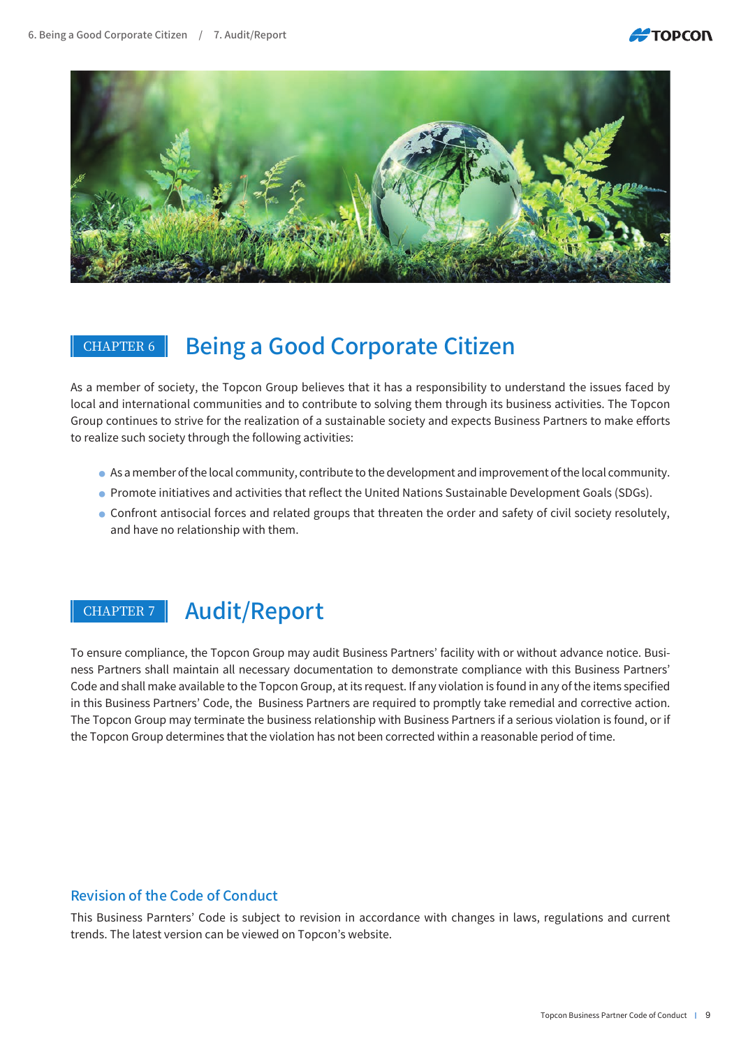## CHAPTER 6 Being a Good Corporate Citizen

As a member of society, the Topcon Group believes that it has a responsibility to understand the issues faced by local and international communities and to contribute to solving them through its business activities. The Topcon Group continues to strive for the realization of a sustainable society and expects Business Partners to make efforts to realize such society through the following activities:

- As a member of the local community, contribute to the development and improvement of the local community.
- Promote initiatives and activities that reflect the United Nations Sustainable Development Goals (SDGs).
- Confront antisocial forces and related groups that threaten the order and safety of civil society resolutely, and have no relationship with them.

## CHAPTER 7 Audit/Report

To ensure compliance, the Topcon Group may audit Business Partners' facility with or without advance notice. Business Partners shall maintain all necessary documentation to demonstrate compliance with this Business Partners' Code and shall make available to the Topcon Group, at its request. If any violation is found in any of the items specified in this Business Partners' Code, the Business Partners are required to promptly take remedial and corrective action. The Topcon Group may terminate the business relationship with Business Partners if a serious violation is found, or if the Topcon Group determines that the violation has not been corrected within a reasonable period of time.

### Revision of the Code of Conduct

This Business Parnters' Code is subject to revision in accordance with changes in laws, regulations and current trends. The latest version can be viewed on Topcon's website.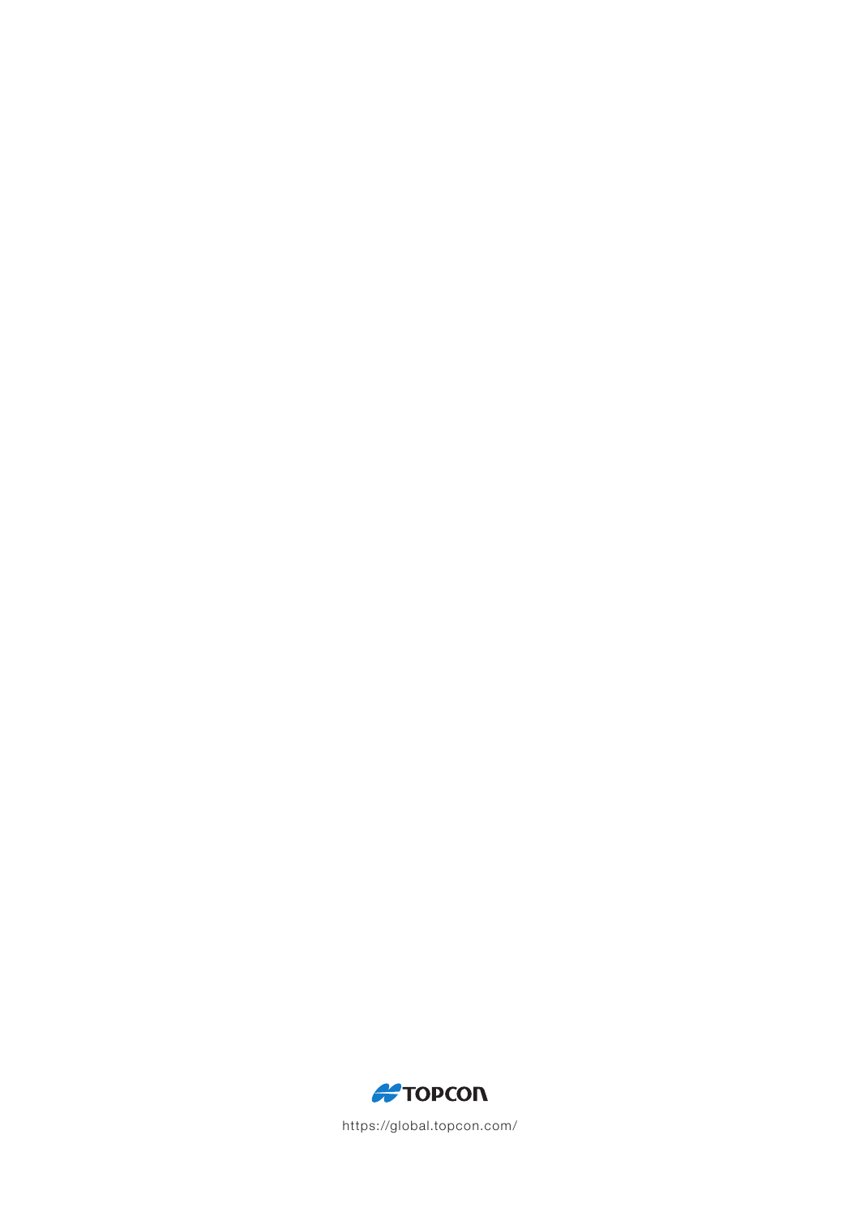TOPCON

https://global.topcon.com/